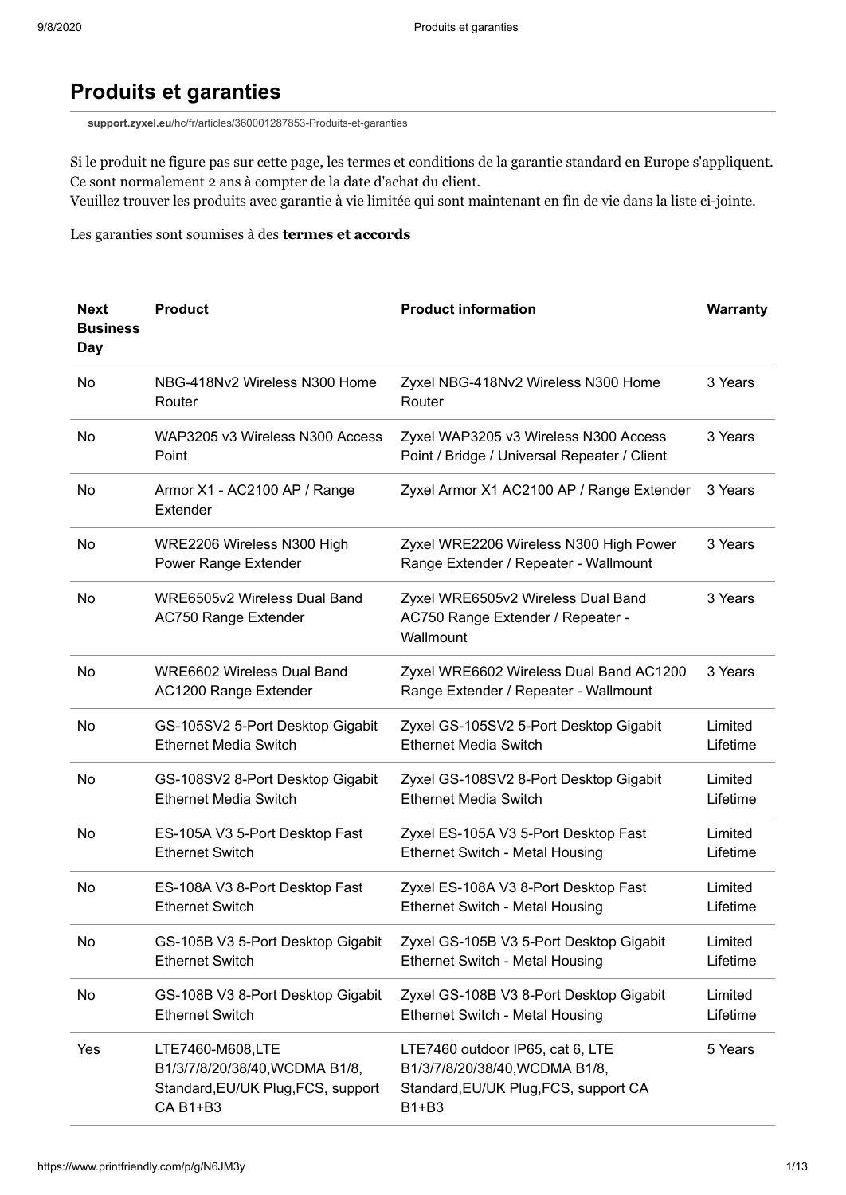# Produits et garanties

**support.zyxel.eu**/hc/fr/articles/360001287853-Produits-et-garanties

Si le produit ne figure pas sur cette page, les termes et conditions de la garantie standard en Europe s'appliquent. Ce sont normalement 2 ans à compter de la date d'achat du client.
Veuillez trouver les produits avec garantie à vie limitée qui sont maintenant en fin de vie dans la liste ci-jointe.

Les garanties sont soumises à des **termes et accords**

| Next Business Day | Product | Product information | Warranty |
|---|---|---|---|
| No | NBG-418Nv2 Wireless N300 Home Router | Zyxel NBG-418Nv2 Wireless N300 Home Router | 3 Years |
| No | WAP3205 v3 Wireless N300 Access Point | Zyxel WAP3205 v3 Wireless N300 Access Point / Bridge / Universal Repeater / Client | 3 Years |
| No | Armor X1 - AC2100 AP / Range Extender | Zyxel Armor X1 AC2100 AP / Range Extender | 3 Years |
| No | WRE2206 Wireless N300 High Power Range Extender | Zyxel WRE2206 Wireless N300 High Power Range Extender / Repeater - Wallmount | 3 Years |
| No | WRE6505v2 Wireless Dual Band AC750 Range Extender | Zyxel WRE6505v2 Wireless Dual Band AC750 Range Extender / Repeater - Wallmount | 3 Years |
| No | WRE6602 Wireless Dual Band AC1200 Range Extender | Zyxel WRE6602 Wireless Dual Band AC1200 Range Extender / Repeater - Wallmount | 3 Years |
| No | GS-105SV2 5-Port Desktop Gigabit Ethernet Media Switch | Zyxel GS-105SV2 5-Port Desktop Gigabit Ethernet Media Switch | Limited Lifetime |
| No | GS-108SV2 8-Port Desktop Gigabit Ethernet Media Switch | Zyxel GS-108SV2 8-Port Desktop Gigabit Ethernet Media Switch | Limited Lifetime |
| No | ES-105A V3 5-Port Desktop Fast Ethernet Switch | Zyxel ES-105A V3 5-Port Desktop Fast Ethernet Switch - Metal Housing | Limited Lifetime |
| No | ES-108A V3 8-Port Desktop Fast Ethernet Switch | Zyxel ES-108A V3 8-Port Desktop Fast Ethernet Switch - Metal Housing | Limited Lifetime |
| No | GS-105B V3 5-Port Desktop Gigabit Ethernet Switch | Zyxel GS-105B V3 5-Port Desktop Gigabit Ethernet Switch - Metal Housing | Limited Lifetime |
| No | GS-108B V3 8-Port Desktop Gigabit Ethernet Switch | Zyxel GS-108B V3 8-Port Desktop Gigabit Ethernet Switch - Metal Housing | Limited Lifetime |
| Yes | LTE7460-M608,LTE B1/3/7/8/20/38/40,WCDMA B1/8, Standard,EU/UK Plug,FCS, support CA B1+B3 | LTE7460 outdoor IP65, cat 6, LTE B1/3/7/8/20/38/40,WCDMA B1/8, Standard,EU/UK Plug,FCS, support CA B1+B3 | 5 Years |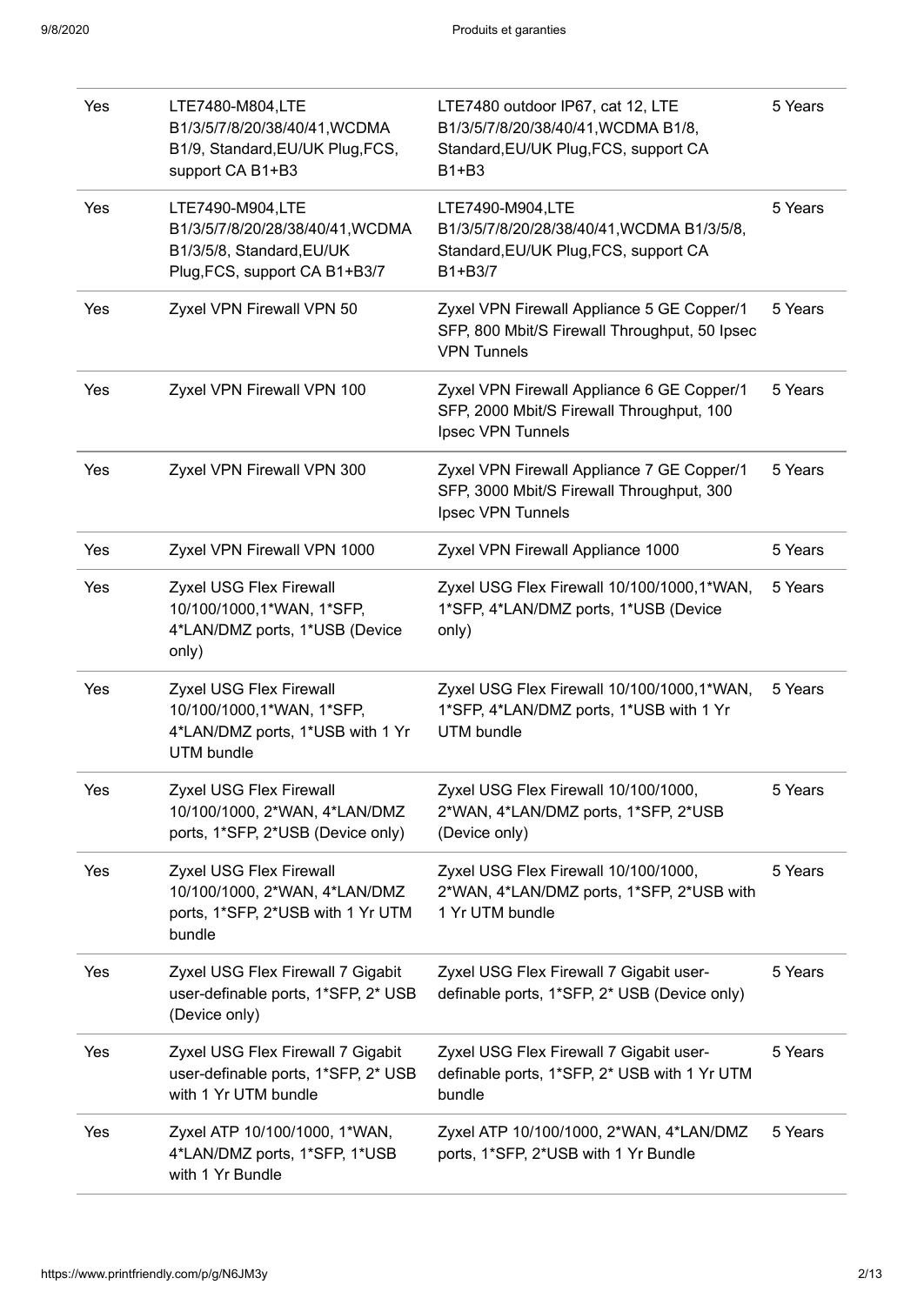| Yes | LTE7480-M804,LTE B1/3/5/7/8/20/38/40/41,WCDMA B1/9, Standard,EU/UK Plug,FCS, support CA B1+B3 | LTE7480 outdoor IP67, cat 12, LTE B1/3/5/7/8/20/38/40/41,WCDMA B1/8, Standard,EU/UK Plug,FCS, support CA B1+B3 | 5 Years |
|---|---|---|---|
| Yes | LTE7490-M904,LTE B1/3/5/7/8/20/28/38/40/41,WCDMA B1/3/5/8, Standard,EU/UK Plug,FCS, support CA B1+B3/7 | LTE7490-M904,LTE B1/3/5/7/8/20/28/38/40/41,WCDMA B1/3/5/8, Standard,EU/UK Plug,FCS, support CA B1+B3/7 | 5 Years |
| Yes | Zyxel VPN Firewall VPN 50 | Zyxel VPN Firewall Appliance 5 GE Copper/1 SFP, 800 Mbit/S Firewall Throughput, 50 Ipsec VPN Tunnels | 5 Years |
| Yes | Zyxel VPN Firewall VPN 100 | Zyxel VPN Firewall Appliance 6 GE Copper/1 SFP, 2000 Mbit/S Firewall Throughput, 100 Ipsec VPN Tunnels | 5 Years |
| Yes | Zyxel VPN Firewall VPN 300 | Zyxel VPN Firewall Appliance 7 GE Copper/1 SFP, 3000 Mbit/S Firewall Throughput, 300 Ipsec VPN Tunnels | 5 Years |
| Yes | Zyxel VPN Firewall VPN 1000 | Zyxel VPN Firewall Appliance 1000 | 5 Years |
| Yes | Zyxel USG Flex Firewall 10/100/1000,1*WAN, 1*SFP, 4*LAN/DMZ ports, 1*USB (Device only) | Zyxel USG Flex Firewall 10/100/1000,1*WAN, 1*SFP, 4*LAN/DMZ ports, 1*USB (Device only) | 5 Years |
| Yes | Zyxel USG Flex Firewall 10/100/1000,1*WAN, 1*SFP, 4*LAN/DMZ ports, 1*USB with 1 Yr UTM bundle | Zyxel USG Flex Firewall 10/100/1000,1*WAN, 1*SFP, 4*LAN/DMZ ports, 1*USB with 1 Yr UTM bundle | 5 Years |
| Yes | Zyxel USG Flex Firewall 10/100/1000, 2*WAN, 4*LAN/DMZ ports, 1*SFP, 2*USB (Device only) | Zyxel USG Flex Firewall 10/100/1000, 2*WAN, 4*LAN/DMZ ports, 1*SFP, 2*USB (Device only) | 5 Years |
| Yes | Zyxel USG Flex Firewall 10/100/1000, 2*WAN, 4*LAN/DMZ ports, 1*SFP, 2*USB with 1 Yr UTM bundle | Zyxel USG Flex Firewall 10/100/1000, 2*WAN, 4*LAN/DMZ ports, 1*SFP, 2*USB with 1 Yr UTM bundle | 5 Years |
| Yes | Zyxel USG Flex Firewall 7 Gigabit user-definable ports, 1*SFP, 2* USB (Device only) | Zyxel USG Flex Firewall 7 Gigabit user-definable ports, 1*SFP, 2* USB (Device only) | 5 Years |
| Yes | Zyxel USG Flex Firewall 7 Gigabit user-definable ports, 1*SFP, 2* USB with 1 Yr UTM bundle | Zyxel USG Flex Firewall 7 Gigabit user-definable ports, 1*SFP, 2* USB with 1 Yr UTM bundle | 5 Years |
| Yes | Zyxel ATP 10/100/1000, 1*WAN, 4*LAN/DMZ ports, 1*SFP, 1*USB with 1 Yr Bundle | Zyxel ATP 10/100/1000, 2*WAN, 4*LAN/DMZ ports, 1*SFP, 2*USB with 1 Yr Bundle | 5 Years |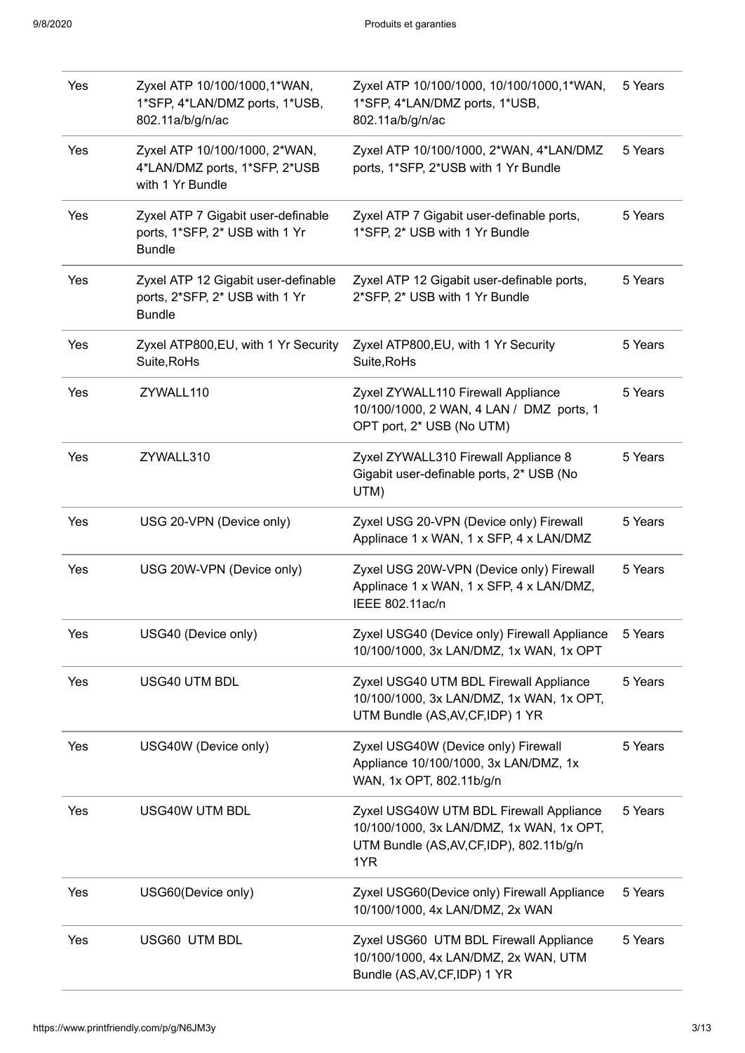| | | | |
|---|---|---|---|
| Yes | Zyxel ATP 10/100/1000,1*WAN, 1*SFP, 4*LAN/DMZ ports, 1*USB, 802.11a/b/g/n/ac | Zyxel ATP 10/100/1000, 10/100/1000,1*WAN, 1*SFP, 4*LAN/DMZ ports, 1*USB, 802.11a/b/g/n/ac | 5 Years |
| Yes | Zyxel ATP 10/100/1000, 2*WAN, 4*LAN/DMZ ports, 1*SFP, 2*USB with 1 Yr Bundle | Zyxel ATP 10/100/1000, 2*WAN, 4*LAN/DMZ ports, 1*SFP, 2*USB with 1 Yr Bundle | 5 Years |
| Yes | Zyxel ATP 7 Gigabit user-definable ports, 1*SFP, 2* USB with 1 Yr Bundle | Zyxel ATP 7 Gigabit user-definable ports, 1*SFP, 2* USB with 1 Yr Bundle | 5 Years |
| Yes | Zyxel ATP 12 Gigabit user-definable ports, 2*SFP, 2* USB with 1 Yr Bundle | Zyxel ATP 12 Gigabit user-definable ports, 2*SFP, 2* USB with 1 Yr Bundle | 5 Years |
| Yes | Zyxel ATP800,EU, with 1 Yr Security Suite,RoHs | Zyxel ATP800,EU, with 1 Yr Security Suite,RoHs | 5 Years |
| Yes | ZYWALL110 | Zyxel ZYWALL110 Firewall Appliance 10/100/1000, 2 WAN, 4 LAN / DMZ ports, 1 OPT port, 2* USB (No UTM) | 5 Years |
| Yes | ZYWALL310 | Zyxel ZYWALL310 Firewall Appliance 8 Gigabit user-definable ports, 2* USB (No UTM) | 5 Years |
| Yes | USG 20-VPN (Device only) | Zyxel USG 20-VPN (Device only) Firewall Applinace 1 x WAN, 1 x SFP, 4 x LAN/DMZ | 5 Years |
| Yes | USG 20W-VPN (Device only) | Zyxel USG 20W-VPN (Device only) Firewall Applinace 1 x WAN, 1 x SFP, 4 x LAN/DMZ, IEEE 802.11ac/n | 5 Years |
| Yes | USG40 (Device only) | Zyxel USG40 (Device only) Firewall Appliance 10/100/1000, 3x LAN/DMZ, 1x WAN, 1x OPT | 5 Years |
| Yes | USG40 UTM BDL | Zyxel USG40 UTM BDL Firewall Appliance 10/100/1000, 3x LAN/DMZ, 1x WAN, 1x OPT, UTM Bundle (AS,AV,CF,IDP) 1 YR | 5 Years |
| Yes | USG40W (Device only) | Zyxel USG40W (Device only) Firewall Appliance 10/100/1000, 3x LAN/DMZ, 1x WAN, 1x OPT, 802.11b/g/n | 5 Years |
| Yes | USG40W UTM BDL | Zyxel USG40W UTM BDL Firewall Appliance 10/100/1000, 3x LAN/DMZ, 1x WAN, 1x OPT, UTM Bundle (AS,AV,CF,IDP), 802.11b/g/n 1YR | 5 Years |
| Yes | USG60(Device only) | Zyxel USG60(Device only) Firewall Appliance 10/100/1000, 4x LAN/DMZ, 2x WAN | 5 Years |
| Yes | USG60 UTM BDL | Zyxel USG60 UTM BDL Firewall Appliance 10/100/1000, 4x LAN/DMZ, 2x WAN, UTM Bundle (AS,AV,CF,IDP) 1 YR | 5 Years |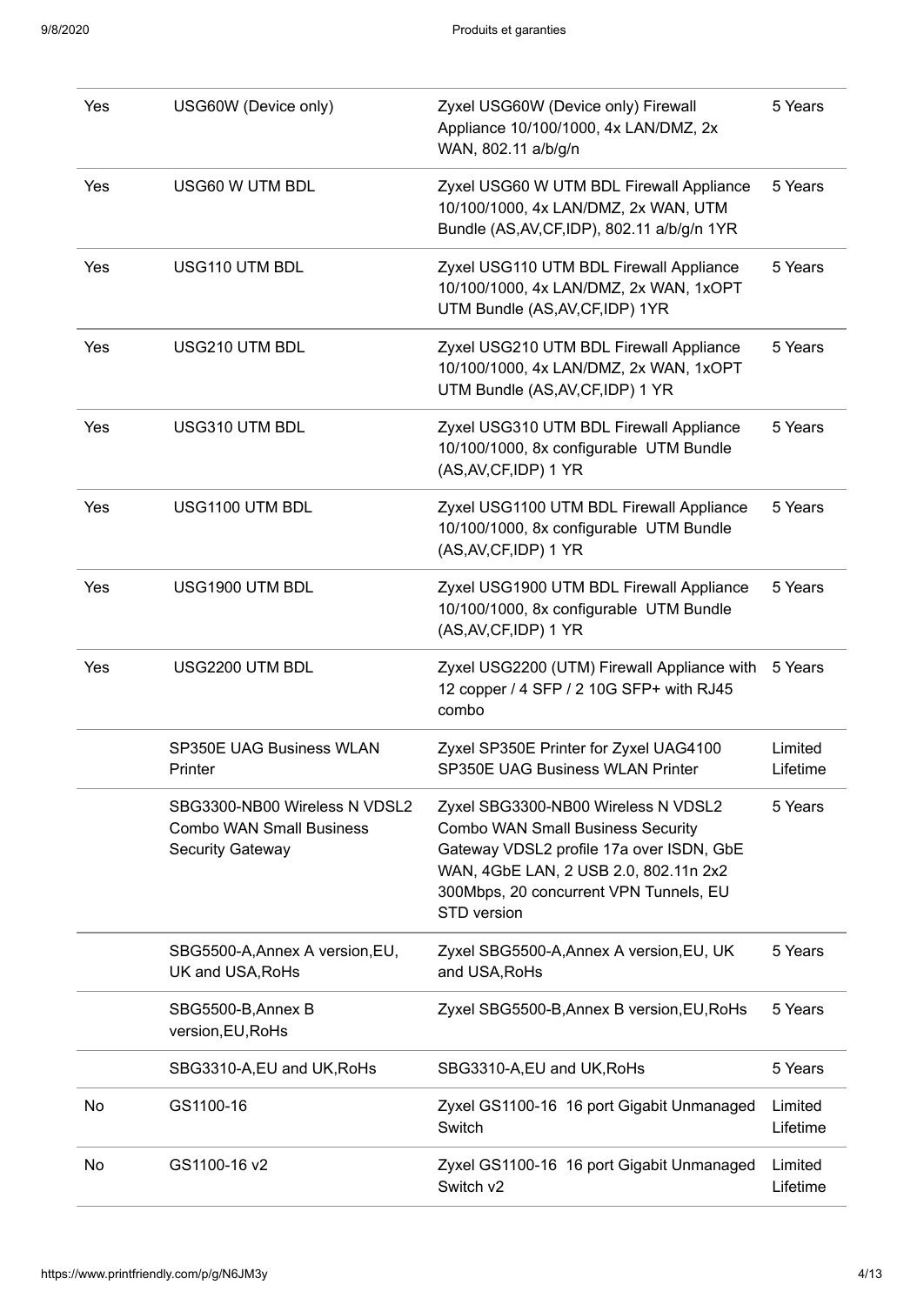| | | | |
|---|---|---|---|
| Yes | USG60W (Device only) | Zyxel USG60W (Device only) Firewall Appliance 10/100/1000, 4x LAN/DMZ, 2x WAN, 802.11 a/b/g/n | 5 Years |
| Yes | USG60 W UTM BDL | Zyxel USG60 W UTM BDL Firewall Appliance 10/100/1000, 4x LAN/DMZ, 2x WAN, UTM Bundle (AS,AV,CF,IDP), 802.11 a/b/g/n 1YR | 5 Years |
| Yes | USG110 UTM BDL | Zyxel USG110 UTM BDL Firewall Appliance 10/100/1000, 4x LAN/DMZ, 2x WAN, 1xOPT UTM Bundle (AS,AV,CF,IDP) 1YR | 5 Years |
| Yes | USG210 UTM BDL | Zyxel USG210 UTM BDL Firewall Appliance 10/100/1000, 4x LAN/DMZ, 2x WAN, 1xOPT UTM Bundle (AS,AV,CF,IDP) 1 YR | 5 Years |
| Yes | USG310 UTM BDL | Zyxel USG310 UTM BDL Firewall Appliance 10/100/1000, 8x configurable UTM Bundle (AS,AV,CF,IDP) 1 YR | 5 Years |
| Yes | USG1100 UTM BDL | Zyxel USG1100 UTM BDL Firewall Appliance 10/100/1000, 8x configurable UTM Bundle (AS,AV,CF,IDP) 1 YR | 5 Years |
| Yes | USG1900 UTM BDL | Zyxel USG1900 UTM BDL Firewall Appliance 10/100/1000, 8x configurable UTM Bundle (AS,AV,CF,IDP) 1 YR | 5 Years |
| Yes | USG2200 UTM BDL | Zyxel USG2200 (UTM) Firewall Appliance with 12 copper / 4 SFP / 2 10G SFP+ with RJ45 combo | 5 Years |
| | SP350E UAG Business WLAN Printer | Zyxel SP350E Printer for Zyxel UAG4100 SP350E UAG Business WLAN Printer | Limited Lifetime |
| | SBG3300-NB00 Wireless N VDSL2 Combo WAN Small Business Security Gateway | Zyxel SBG3300-NB00 Wireless N VDSL2 Combo WAN Small Business Security Gateway VDSL2 profile 17a over ISDN, GbE WAN, 4GbE LAN, 2 USB 2.0, 802.11n 2x2 300Mbps, 20 concurrent VPN Tunnels, EU STD version | 5 Years |
| | SBG5500-A,Annex A version,EU, UK and USA,RoHs | Zyxel SBG5500-A,Annex A version,EU, UK and USA,RoHs | 5 Years |
| | SBG5500-B,Annex B version,EU,RoHs | Zyxel SBG5500-B,Annex B version,EU,RoHs | 5 Years |
| | SBG3310-A,EU and UK,RoHs | SBG3310-A,EU and UK,RoHs | 5 Years |
| No | GS1100-16 | Zyxel GS1100-16 16 port Gigabit Unmanaged Switch | Limited Lifetime |
| No | GS1100-16 v2 | Zyxel GS1100-16 16 port Gigabit Unmanaged Switch v2 | Limited Lifetime |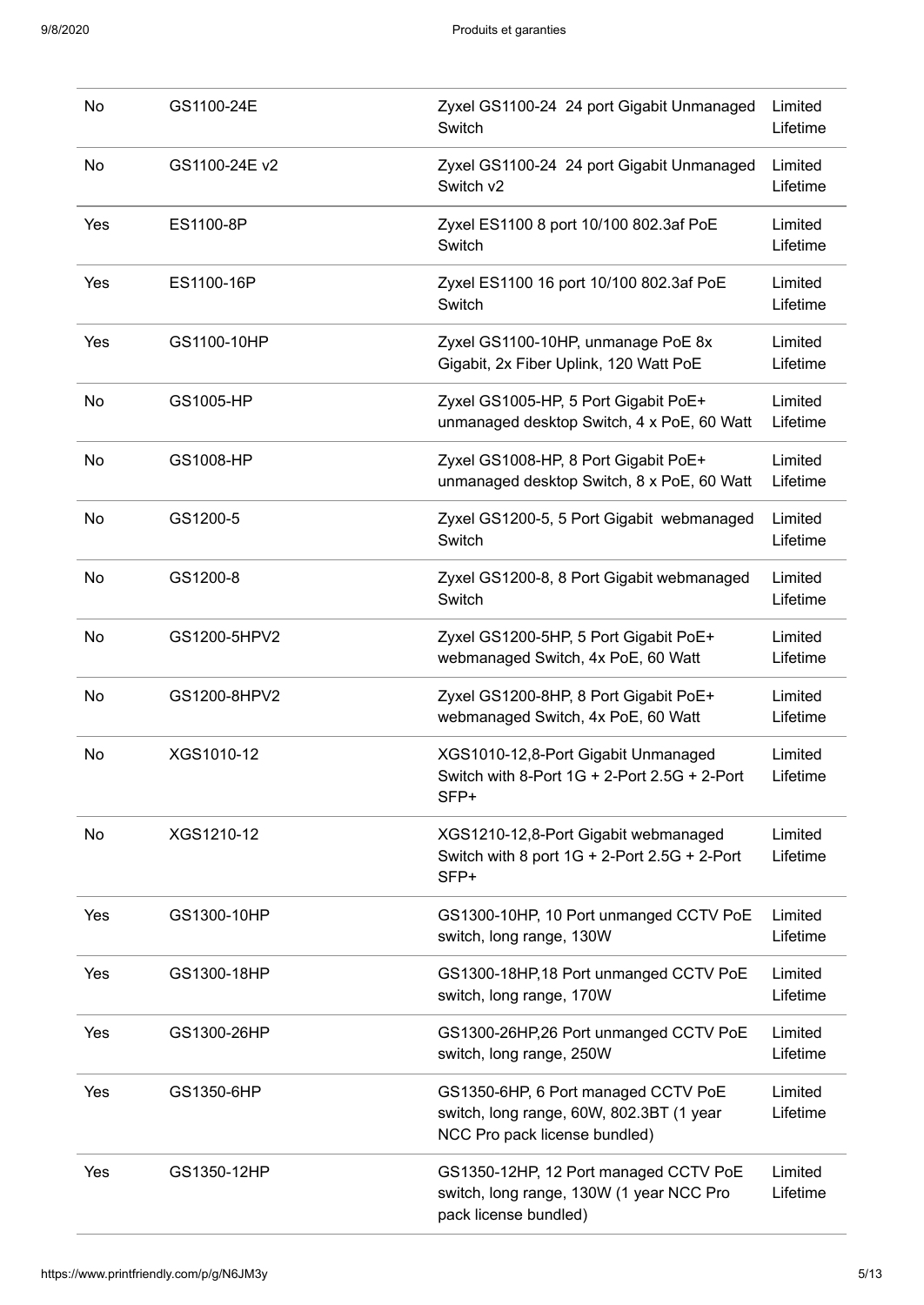| | | | |
|---|---|---|---|
| No | GS1100-24E | Zyxel GS1100-24  24 port Gigabit Unmanaged Switch | Limited Lifetime |
| No | GS1100-24E v2 | Zyxel GS1100-24  24 port Gigabit Unmanaged Switch v2 | Limited Lifetime |
| Yes | ES1100-8P | Zyxel ES1100 8 port 10/100 802.3af PoE Switch | Limited Lifetime |
| Yes | ES1100-16P | Zyxel ES1100 16 port 10/100 802.3af PoE Switch | Limited Lifetime |
| Yes | GS1100-10HP | Zyxel GS1100-10HP, unmanage PoE 8x Gigabit, 2x Fiber Uplink, 120 Watt PoE | Limited Lifetime |
| No | GS1005-HP | Zyxel GS1005-HP, 5 Port Gigabit PoE+ unmanaged desktop Switch, 4 x PoE, 60 Watt | Limited Lifetime |
| No | GS1008-HP | Zyxel GS1008-HP, 8 Port Gigabit PoE+ unmanaged desktop Switch, 8 x PoE, 60 Watt | Limited Lifetime |
| No | GS1200-5 | Zyxel GS1200-5, 5 Port Gigabit  webmanaged Switch | Limited Lifetime |
| No | GS1200-8 | Zyxel GS1200-8, 8 Port Gigabit webmanaged Switch | Limited Lifetime |
| No | GS1200-5HPV2 | Zyxel GS1200-5HP, 5 Port Gigabit PoE+ webmanaged Switch, 4x PoE, 60 Watt | Limited Lifetime |
| No | GS1200-8HPV2 | Zyxel GS1200-8HP, 8 Port Gigabit PoE+ webmanaged Switch, 4x PoE, 60 Watt | Limited Lifetime |
| No | XGS1010-12 | XGS1010-12,8-Port Gigabit Unmanaged Switch with 8-Port 1G + 2-Port 2.5G + 2-Port SFP+ | Limited Lifetime |
| No | XGS1210-12 | XGS1210-12,8-Port Gigabit webmanaged Switch with 8 port 1G + 2-Port 2.5G + 2-Port SFP+ | Limited Lifetime |
| Yes | GS1300-10HP | GS1300-10HP, 10 Port unmanged CCTV PoE switch, long range, 130W | Limited Lifetime |
| Yes | GS1300-18HP | GS1300-18HP,18 Port unmanged CCTV PoE switch, long range, 170W | Limited Lifetime |
| Yes | GS1300-26HP | GS1300-26HP,26 Port unmanged CCTV PoE switch, long range, 250W | Limited Lifetime |
| Yes | GS1350-6HP | GS1350-6HP, 6 Port managed CCTV PoE switch, long range, 60W, 802.3BT (1 year NCC Pro pack license bundled) | Limited Lifetime |
| Yes | GS1350-12HP | GS1350-12HP, 12 Port managed CCTV PoE switch, long range, 130W (1 year NCC Pro pack license bundled) | Limited Lifetime |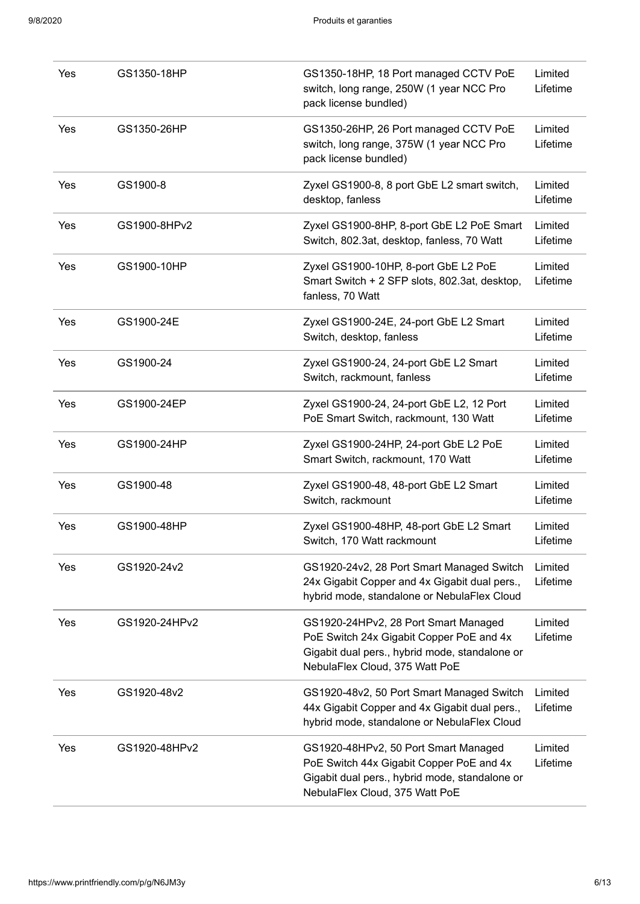| | | | |
|---|---|---|---|
| Yes | GS1350-18HP | GS1350-18HP, 18 Port managed CCTV PoE switch, long range, 250W (1 year NCC Pro pack license bundled) | Limited Lifetime |
| Yes | GS1350-26HP | GS1350-26HP, 26 Port managed CCTV PoE switch, long range, 375W (1 year NCC Pro pack license bundled) | Limited Lifetime |
| Yes | GS1900-8 | Zyxel GS1900-8, 8 port GbE L2 smart switch, desktop, fanless | Limited Lifetime |
| Yes | GS1900-8HPv2 | Zyxel GS1900-8HP, 8-port GbE L2 PoE Smart Switch, 802.3at, desktop, fanless, 70 Watt | Limited Lifetime |
| Yes | GS1900-10HP | Zyxel GS1900-10HP, 8-port GbE L2 PoE Smart Switch + 2 SFP slots, 802.3at, desktop, fanless, 70 Watt | Limited Lifetime |
| Yes | GS1900-24E | Zyxel GS1900-24E, 24-port GbE L2 Smart Switch, desktop, fanless | Limited Lifetime |
| Yes | GS1900-24 | Zyxel GS1900-24, 24-port GbE L2 Smart Switch, rackmount, fanless | Limited Lifetime |
| Yes | GS1900-24EP | Zyxel GS1900-24, 24-port GbE L2, 12 Port PoE Smart Switch, rackmount, 130 Watt | Limited Lifetime |
| Yes | GS1900-24HP | Zyxel GS1900-24HP, 24-port GbE L2 PoE Smart Switch, rackmount, 170 Watt | Limited Lifetime |
| Yes | GS1900-48 | Zyxel GS1900-48, 48-port GbE L2 Smart Switch, rackmount | Limited Lifetime |
| Yes | GS1900-48HP | Zyxel GS1900-48HP, 48-port GbE L2 Smart Switch, 170 Watt rackmount | Limited Lifetime |
| Yes | GS1920-24v2 | GS1920-24v2, 28 Port Smart Managed Switch 24x Gigabit Copper and 4x Gigabit dual pers., hybrid mode, standalone or NebulaFlex Cloud | Limited Lifetime |
| Yes | GS1920-24HPv2 | GS1920-24HPv2, 28 Port Smart Managed PoE Switch 24x Gigabit Copper PoE and 4x Gigabit dual pers., hybrid mode, standalone or NebulaFlex Cloud, 375 Watt PoE | Limited Lifetime |
| Yes | GS1920-48v2 | GS1920-48v2, 50 Port Smart Managed Switch 44x Gigabit Copper and 4x Gigabit dual pers., hybrid mode, standalone or NebulaFlex Cloud | Limited Lifetime |
| Yes | GS1920-48HPv2 | GS1920-48HPv2, 50 Port Smart Managed PoE Switch 44x Gigabit Copper PoE and 4x Gigabit dual pers., hybrid mode, standalone or NebulaFlex Cloud, 375 Watt PoE | Limited Lifetime |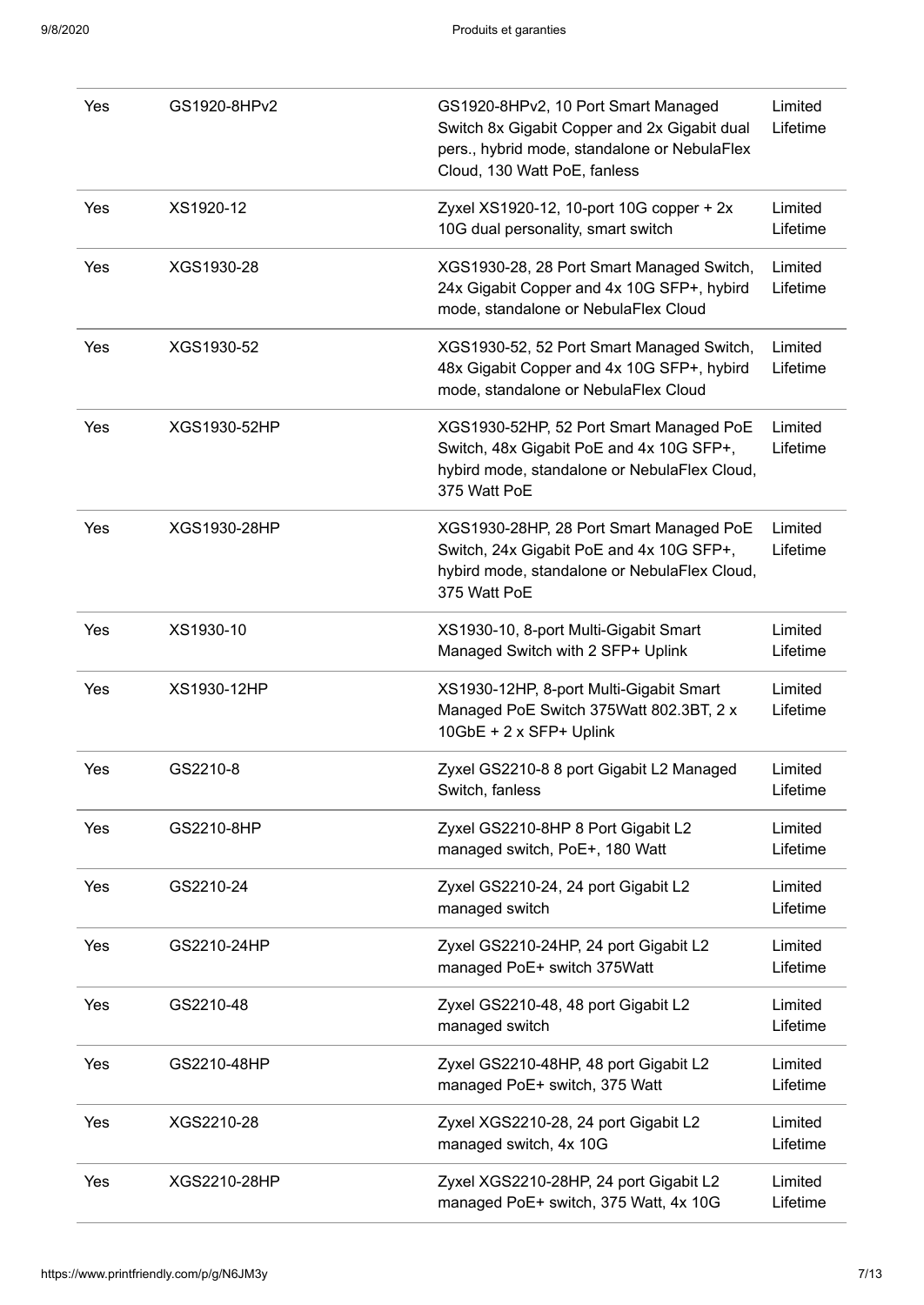| | | | |
|---|---|---|---|
| Yes | GS1920-8HPv2 | GS1920-8HPv2, 10 Port Smart Managed Switch 8x Gigabit Copper and 2x Gigabit dual pers., hybrid mode, standalone or NebulaFlex Cloud, 130 Watt PoE, fanless | Limited Lifetime |
| Yes | XS1920-12 | Zyxel XS1920-12, 10-port 10G copper + 2x 10G dual personality, smart switch | Limited Lifetime |
| Yes | XGS1930-28 | XGS1930-28, 28 Port Smart Managed Switch, 24x Gigabit Copper and 4x 10G SFP+, hybird mode, standalone or NebulaFlex Cloud | Limited Lifetime |
| Yes | XGS1930-52 | XGS1930-52, 52 Port Smart Managed Switch, 48x Gigabit Copper and 4x 10G SFP+, hybird mode, standalone or NebulaFlex Cloud | Limited Lifetime |
| Yes | XGS1930-52HP | XGS1930-52HP, 52 Port Smart Managed PoE Switch, 48x Gigabit PoE and 4x 10G SFP+, hybird mode, standalone or NebulaFlex Cloud, 375 Watt PoE | Limited Lifetime |
| Yes | XGS1930-28HP | XGS1930-28HP, 28 Port Smart Managed PoE Switch, 24x Gigabit PoE and 4x 10G SFP+, hybird mode, standalone or NebulaFlex Cloud, 375 Watt PoE | Limited Lifetime |
| Yes | XS1930-10 | XS1930-10, 8-port Multi-Gigabit Smart Managed Switch with 2 SFP+ Uplink | Limited Lifetime |
| Yes | XS1930-12HP | XS1930-12HP, 8-port Multi-Gigabit Smart Managed PoE Switch 375Watt 802.3BT, 2 x 10GbE + 2 x SFP+ Uplink | Limited Lifetime |
| Yes | GS2210-8 | Zyxel GS2210-8 8 port Gigabit L2 Managed Switch, fanless | Limited Lifetime |
| Yes | GS2210-8HP | Zyxel GS2210-8HP 8 Port Gigabit L2 managed switch, PoE+, 180 Watt | Limited Lifetime |
| Yes | GS2210-24 | Zyxel GS2210-24, 24 port Gigabit L2 managed switch | Limited Lifetime |
| Yes | GS2210-24HP | Zyxel GS2210-24HP, 24 port Gigabit L2 managed PoE+ switch 375Watt | Limited Lifetime |
| Yes | GS2210-48 | Zyxel GS2210-48, 48 port Gigabit L2 managed switch | Limited Lifetime |
| Yes | GS2210-48HP | Zyxel GS2210-48HP, 48 port Gigabit L2 managed PoE+ switch, 375 Watt | Limited Lifetime |
| Yes | XGS2210-28 | Zyxel XGS2210-28, 24 port Gigabit L2 managed switch, 4x 10G | Limited Lifetime |
| Yes | XGS2210-28HP | Zyxel XGS2210-28HP, 24 port Gigabit L2 managed PoE+ switch, 375 Watt, 4x 10G | Limited Lifetime |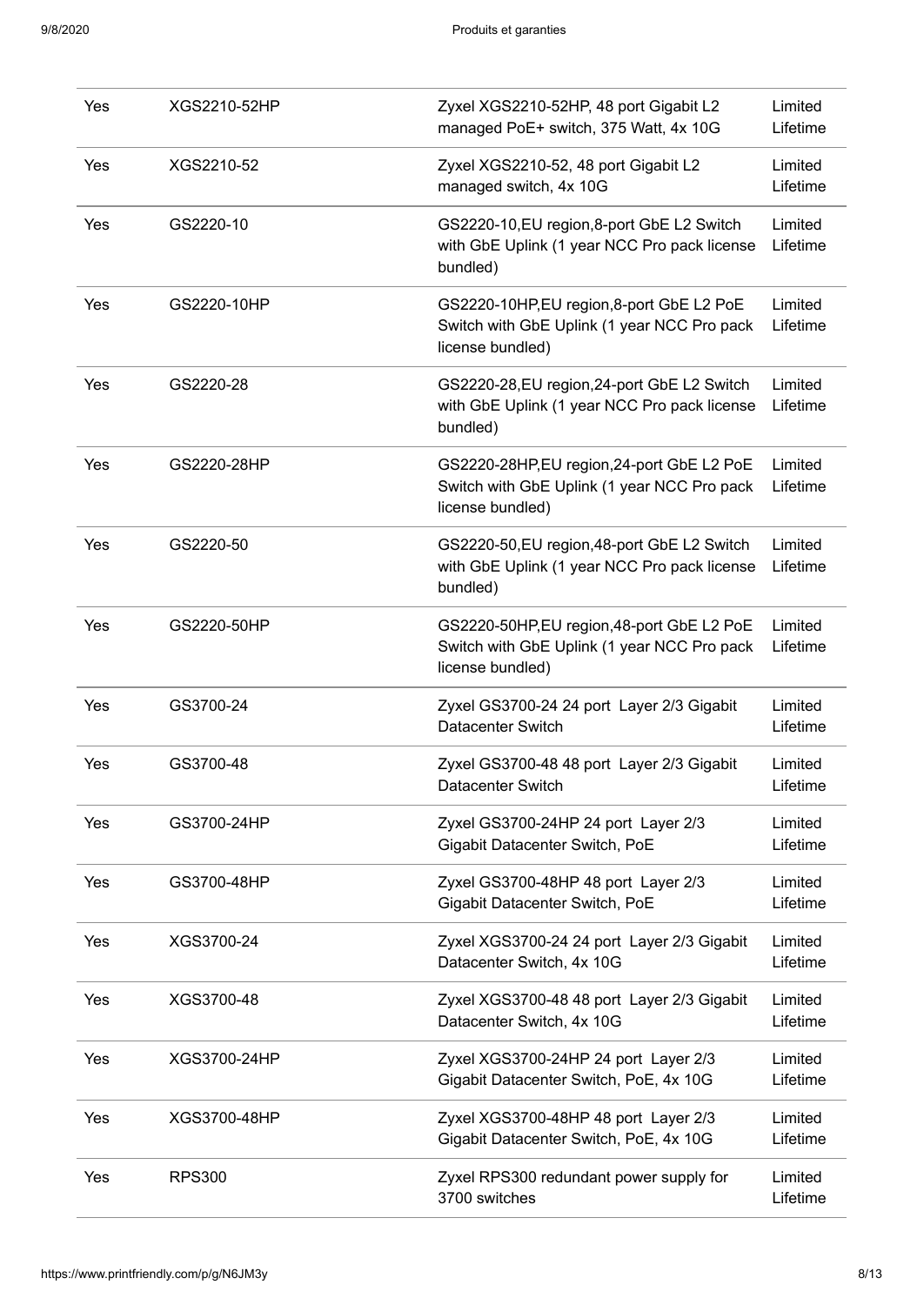| | | | |
|---|---|---|---|
| Yes | XGS2210-52HP | Zyxel XGS2210-52HP, 48 port Gigabit L2 managed PoE+ switch, 375 Watt, 4x 10G | Limited Lifetime |
| Yes | XGS2210-52 | Zyxel XGS2210-52, 48 port Gigabit L2 managed switch, 4x 10G | Limited Lifetime |
| Yes | GS2220-10 | GS2220-10,EU region,8-port GbE L2 Switch with GbE Uplink (1 year NCC Pro pack license bundled) | Limited Lifetime |
| Yes | GS2220-10HP | GS2220-10HP,EU region,8-port GbE L2 PoE Switch with GbE Uplink (1 year NCC Pro pack license bundled) | Limited Lifetime |
| Yes | GS2220-28 | GS2220-28,EU region,24-port GbE L2 Switch with GbE Uplink (1 year NCC Pro pack license bundled) | Limited Lifetime |
| Yes | GS2220-28HP | GS2220-28HP,EU region,24-port GbE L2 PoE Switch with GbE Uplink (1 year NCC Pro pack license bundled) | Limited Lifetime |
| Yes | GS2220-50 | GS2220-50,EU region,48-port GbE L2 Switch with GbE Uplink (1 year NCC Pro pack license bundled) | Limited Lifetime |
| Yes | GS2220-50HP | GS2220-50HP,EU region,48-port GbE L2 PoE Switch with GbE Uplink (1 year NCC Pro pack license bundled) | Limited Lifetime |
| Yes | GS3700-24 | Zyxel GS3700-24 24 port Layer 2/3 Gigabit Datacenter Switch | Limited Lifetime |
| Yes | GS3700-48 | Zyxel GS3700-48 48 port Layer 2/3 Gigabit Datacenter Switch | Limited Lifetime |
| Yes | GS3700-24HP | Zyxel GS3700-24HP 24 port Layer 2/3 Gigabit Datacenter Switch, PoE | Limited Lifetime |
| Yes | GS3700-48HP | Zyxel GS3700-48HP 48 port Layer 2/3 Gigabit Datacenter Switch, PoE | Limited Lifetime |
| Yes | XGS3700-24 | Zyxel XGS3700-24 24 port Layer 2/3 Gigabit Datacenter Switch, 4x 10G | Limited Lifetime |
| Yes | XGS3700-48 | Zyxel XGS3700-48 48 port Layer 2/3 Gigabit Datacenter Switch, 4x 10G | Limited Lifetime |
| Yes | XGS3700-24HP | Zyxel XGS3700-24HP 24 port Layer 2/3 Gigabit Datacenter Switch, PoE, 4x 10G | Limited Lifetime |
| Yes | XGS3700-48HP | Zyxel XGS3700-48HP 48 port Layer 2/3 Gigabit Datacenter Switch, PoE, 4x 10G | Limited Lifetime |
| Yes | RPS300 | Zyxel RPS300 redundant power supply for 3700 switches | Limited Lifetime |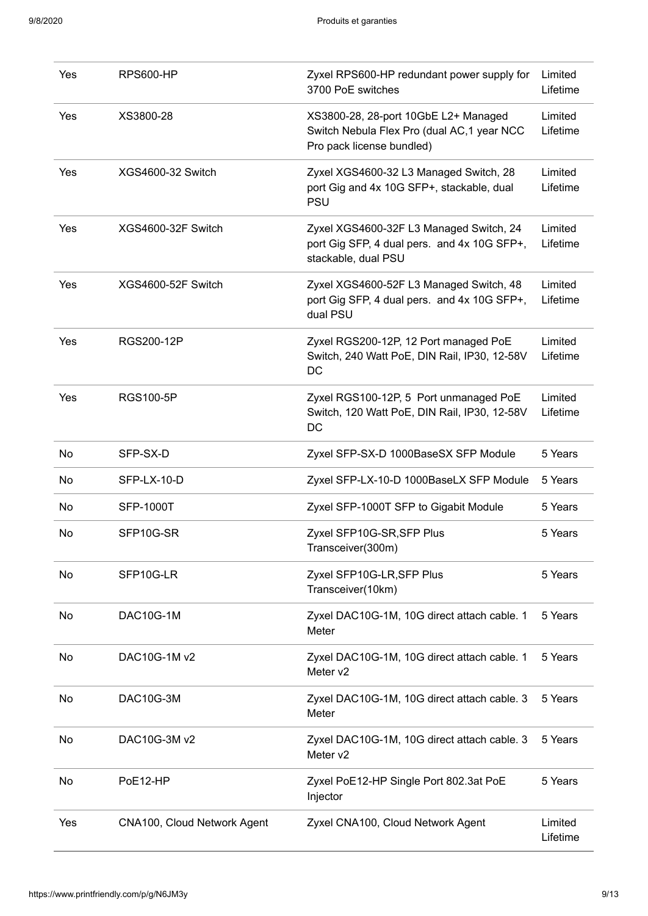| Yes | RPS600-HP | Zyxel RPS600-HP redundant power supply for 3700 PoE switches | Limited Lifetime |
|---|---|---|---|
| Yes | XS3800-28 | XS3800-28, 28-port 10GbE L2+ Managed Switch Nebula Flex Pro (dual AC,1 year NCC Pro pack license bundled) | Limited Lifetime |
| Yes | XGS4600-32 Switch | Zyxel XGS4600-32 L3 Managed Switch, 28 port Gig and 4x 10G SFP+, stackable, dual PSU | Limited Lifetime |
| Yes | XGS4600-32F Switch | Zyxel XGS4600-32F L3 Managed Switch, 24 port Gig SFP, 4 dual pers. and 4x 10G SFP+, stackable, dual PSU | Limited Lifetime |
| Yes | XGS4600-52F Switch | Zyxel XGS4600-52F L3 Managed Switch, 48 port Gig SFP, 4 dual pers. and 4x 10G SFP+, dual PSU | Limited Lifetime |
| Yes | RGS200-12P | Zyxel RGS200-12P, 12 Port managed PoE Switch, 240 Watt PoE, DIN Rail, IP30, 12-58V DC | Limited Lifetime |
| Yes | RGS100-5P | Zyxel RGS100-12P, 5 Port unmanaged PoE Switch, 120 Watt PoE, DIN Rail, IP30, 12-58V DC | Limited Lifetime |
| No | SFP-SX-D | Zyxel SFP-SX-D 1000BaseSX SFP Module | 5 Years |
| No | SFP-LX-10-D | Zyxel SFP-LX-10-D 1000BaseLX SFP Module | 5 Years |
| No | SFP-1000T | Zyxel SFP-1000T SFP to Gigabit Module | 5 Years |
| No | SFP10G-SR | Zyxel SFP10G-SR,SFP Plus Transceiver(300m) | 5 Years |
| No | SFP10G-LR | Zyxel SFP10G-LR,SFP Plus Transceiver(10km) | 5 Years |
| No | DAC10G-1M | Zyxel DAC10G-1M, 10G direct attach cable. 1 Meter | 5 Years |
| No | DAC10G-1M v2 | Zyxel DAC10G-1M, 10G direct attach cable. 1 Meter v2 | 5 Years |
| No | DAC10G-3M | Zyxel DAC10G-1M, 10G direct attach cable. 3 Meter | 5 Years |
| No | DAC10G-3M v2 | Zyxel DAC10G-1M, 10G direct attach cable. 3 Meter v2 | 5 Years |
| No | PoE12-HP | Zyxel PoE12-HP Single Port 802.3at PoE Injector | 5 Years |
| Yes | CNA100, Cloud Network Agent | Zyxel CNA100, Cloud Network Agent | Limited Lifetime |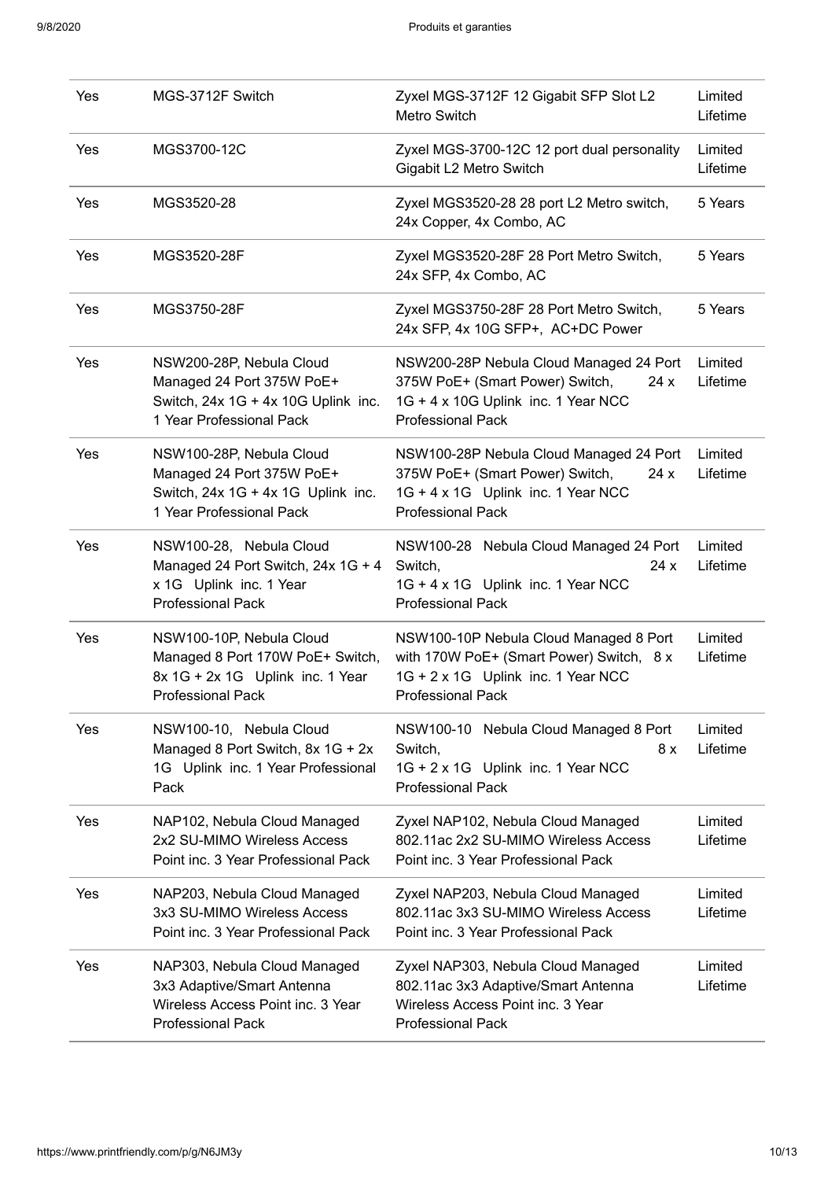| | | | |
|---|---|---|---|
| Yes | MGS-3712F Switch | Zyxel MGS-3712F 12 Gigabit SFP Slot L2 Metro Switch | Limited Lifetime |
| Yes | MGS3700-12C | Zyxel MGS-3700-12C 12 port dual personality Gigabit L2 Metro Switch | Limited Lifetime |
| Yes | MGS3520-28 | Zyxel MGS3520-28 28 port L2 Metro switch, 24x Copper, 4x Combo, AC | 5 Years |
| Yes | MGS3520-28F | Zyxel MGS3520-28F 28 Port Metro Switch, 24x SFP, 4x Combo, AC | 5 Years |
| Yes | MGS3750-28F | Zyxel MGS3750-28F 28 Port Metro Switch, 24x SFP, 4x 10G SFP+, AC+DC Power | 5 Years |
| Yes | NSW200-28P, Nebula Cloud Managed 24 Port 375W PoE+ Switch, 24x 1G + 4x 10G Uplink inc. 1 Year Professional Pack | NSW200-28P Nebula Cloud Managed 24 Port 375W PoE+ (Smart Power) Switch, 24 x 1G + 4 x 10G Uplink inc. 1 Year NCC Professional Pack | Limited Lifetime |
| Yes | NSW100-28P, Nebula Cloud Managed 24 Port 375W PoE+ Switch, 24x 1G + 4x 1G Uplink inc. 1 Year Professional Pack | NSW100-28P Nebula Cloud Managed 24 Port 375W PoE+ (Smart Power) Switch, 24 x 1G + 4 x 1G Uplink inc. 1 Year NCC Professional Pack | Limited Lifetime |
| Yes | NSW100-28, Nebula Cloud Managed 24 Port Switch, 24x 1G + 4 x 1G Uplink inc. 1 Year Professional Pack | NSW100-28 Nebula Cloud Managed 24 Port Switch, 24 x 1G + 4 x 1G Uplink inc. 1 Year NCC Professional Pack | Limited Lifetime |
| Yes | NSW100-10P, Nebula Cloud Managed 8 Port 170W PoE+ Switch, 8x 1G + 2x 1G Uplink inc. 1 Year Professional Pack | NSW100-10P Nebula Cloud Managed 8 Port with 170W PoE+ (Smart Power) Switch, 8 x 1G + 2 x 1G Uplink inc. 1 Year NCC Professional Pack | Limited Lifetime |
| Yes | NSW100-10, Nebula Cloud Managed 8 Port Switch, 8x 1G + 2x 1G Uplink inc. 1 Year Professional Pack | NSW100-10 Nebula Cloud Managed 8 Port Switch, 8 x 1G + 2 x 1G Uplink inc. 1 Year NCC Professional Pack | Limited Lifetime |
| Yes | NAP102, Nebula Cloud Managed 2x2 SU-MIMO Wireless Access Point inc. 3 Year Professional Pack | Zyxel NAP102, Nebula Cloud Managed 802.11ac 2x2 SU-MIMO Wireless Access Point inc. 3 Year Professional Pack | Limited Lifetime |
| Yes | NAP203, Nebula Cloud Managed 3x3 SU-MIMO Wireless Access Point inc. 3 Year Professional Pack | Zyxel NAP203, Nebula Cloud Managed 802.11ac 3x3 SU-MIMO Wireless Access Point inc. 3 Year Professional Pack | Limited Lifetime |
| Yes | NAP303, Nebula Cloud Managed 3x3 Adaptive/Smart Antenna Wireless Access Point inc. 3 Year Professional Pack | Zyxel NAP303, Nebula Cloud Managed 802.11ac 3x3 Adaptive/Smart Antenna Wireless Access Point inc. 3 Year Professional Pack | Limited Lifetime |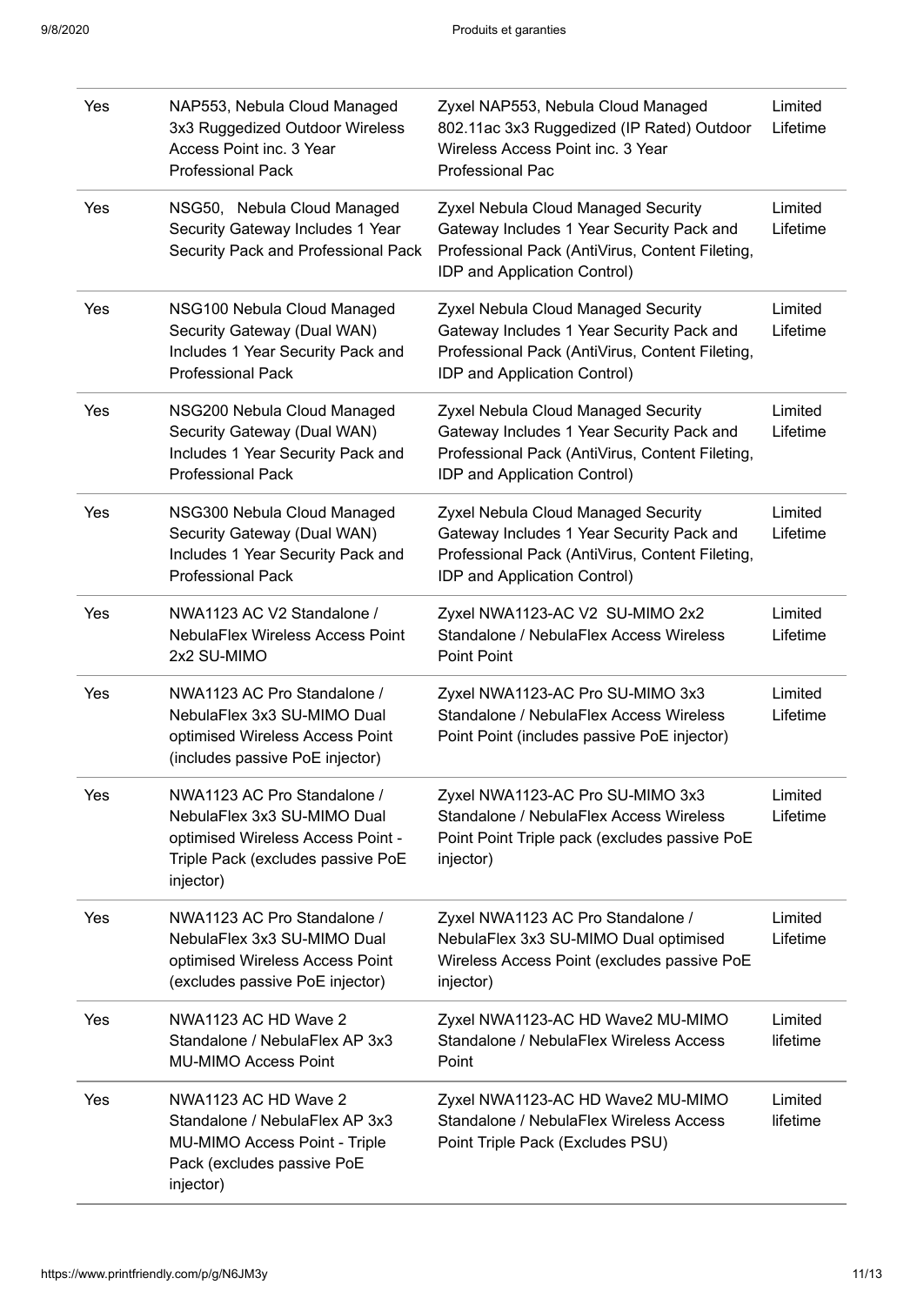| | | | |
|---|---|---|---|
| Yes | NAP553, Nebula Cloud Managed 3x3 Ruggedized Outdoor Wireless Access Point inc. 3 Year Professional Pack | Zyxel NAP553, Nebula Cloud Managed 802.11ac 3x3 Ruggedized (IP Rated) Outdoor Wireless Access Point inc. 3 Year Professional Pac | Limited Lifetime |
| Yes | NSG50, Nebula Cloud Managed Security Gateway Includes 1 Year Security Pack and Professional Pack | Zyxel Nebula Cloud Managed Security Gateway Includes 1 Year Security Pack and Professional Pack (AntiVirus, Content Fileting, IDP and Application Control) | Limited Lifetime |
| Yes | NSG100 Nebula Cloud Managed Security Gateway (Dual WAN) Includes 1 Year Security Pack and Professional Pack | Zyxel Nebula Cloud Managed Security Gateway Includes 1 Year Security Pack and Professional Pack (AntiVirus, Content Fileting, IDP and Application Control) | Limited Lifetime |
| Yes | NSG200 Nebula Cloud Managed Security Gateway (Dual WAN) Includes 1 Year Security Pack and Professional Pack | Zyxel Nebula Cloud Managed Security Gateway Includes 1 Year Security Pack and Professional Pack (AntiVirus, Content Fileting, IDP and Application Control) | Limited Lifetime |
| Yes | NSG300 Nebula Cloud Managed Security Gateway (Dual WAN) Includes 1 Year Security Pack and Professional Pack | Zyxel Nebula Cloud Managed Security Gateway Includes 1 Year Security Pack and Professional Pack (AntiVirus, Content Fileting, IDP and Application Control) | Limited Lifetime |
| Yes | NWA1123 AC V2 Standalone / NebulaFlex Wireless Access Point 2x2 SU-MIMO | Zyxel NWA1123-AC V2 SU-MIMO 2x2 Standalone / NebulaFlex Access Wireless Point Point | Limited Lifetime |
| Yes | NWA1123 AC Pro Standalone / NebulaFlex 3x3 SU-MIMO Dual optimised Wireless Access Point (includes passive PoE injector) | Zyxel NWA1123-AC Pro SU-MIMO 3x3 Standalone / NebulaFlex Access Wireless Point Point (includes passive PoE injector) | Limited Lifetime |
| Yes | NWA1123 AC Pro Standalone / NebulaFlex 3x3 SU-MIMO Dual optimised Wireless Access Point - Triple Pack (excludes passive PoE injector) | Zyxel NWA1123-AC Pro SU-MIMO 3x3 Standalone / NebulaFlex Access Wireless Point Point Triple pack (excludes passive PoE injector) | Limited Lifetime |
| Yes | NWA1123 AC Pro Standalone / NebulaFlex 3x3 SU-MIMO Dual optimised Wireless Access Point (excludes passive PoE injector) | Zyxel NWA1123 AC Pro Standalone / NebulaFlex 3x3 SU-MIMO Dual optimised Wireless Access Point (excludes passive PoE injector) | Limited Lifetime |
| Yes | NWA1123 AC HD Wave 2 Standalone / NebulaFlex AP 3x3 MU-MIMO Access Point | Zyxel NWA1123-AC HD Wave2 MU-MIMO Standalone / NebulaFlex Wireless Access Point | Limited lifetime |
| Yes | NWA1123 AC HD Wave 2 Standalone / NebulaFlex AP 3x3 MU-MIMO Access Point - Triple Pack (excludes passive PoE injector) | Zyxel NWA1123-AC HD Wave2 MU-MIMO Standalone / NebulaFlex Wireless Access Point Triple Pack (Excludes PSU) | Limited lifetime |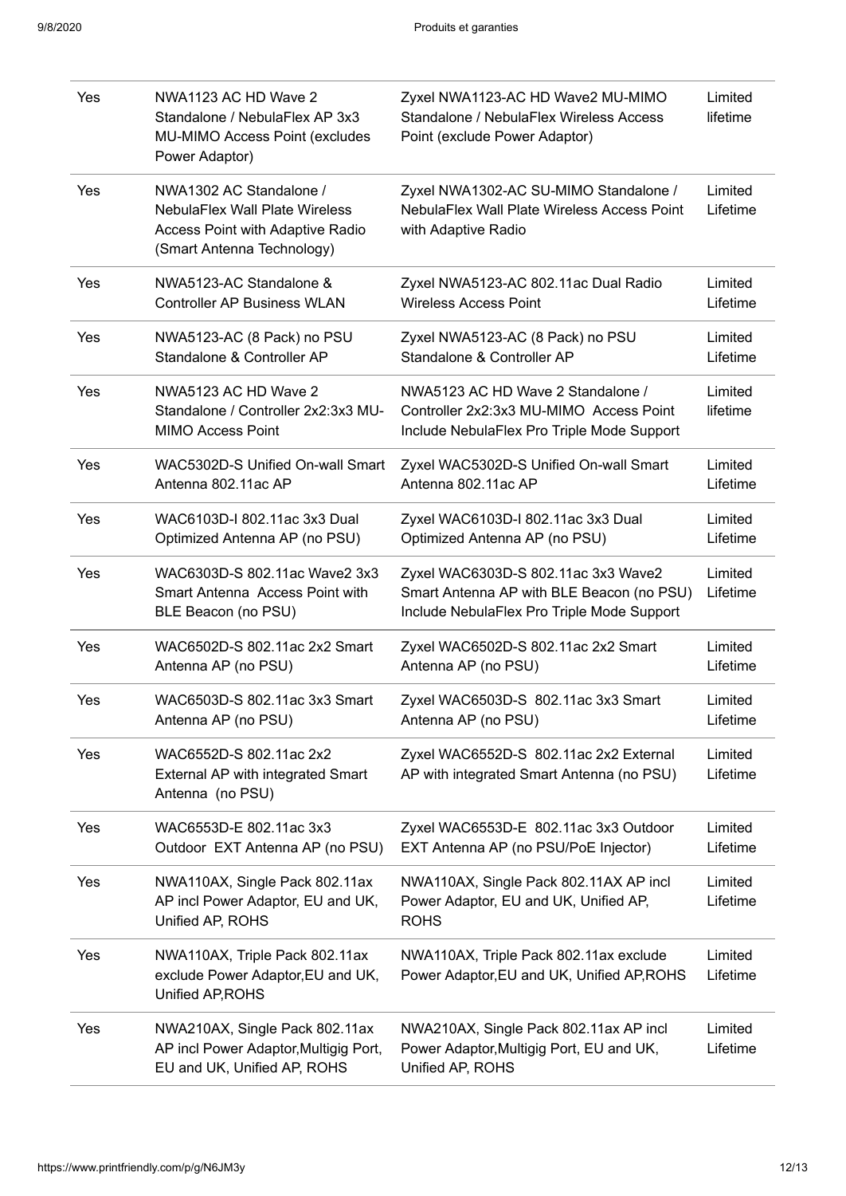| | | | |
|---|---|---|---|
| Yes | NWA1123 AC HD Wave 2 Standalone / NebulaFlex AP 3x3 MU-MIMO Access Point (excludes Power Adaptor) | Zyxel NWA1123-AC HD Wave2 MU-MIMO Standalone / NebulaFlex Wireless Access Point (exclude Power Adaptor) | Limited lifetime |
| Yes | NWA1302 AC Standalone / NebulaFlex Wall Plate Wireless Access Point with Adaptive Radio (Smart Antenna Technology) | Zyxel NWA1302-AC SU-MIMO Standalone / NebulaFlex Wall Plate Wireless Access Point with Adaptive Radio | Limited Lifetime |
| Yes | NWA5123-AC Standalone & Controller AP Business WLAN | Zyxel NWA5123-AC 802.11ac Dual Radio Wireless Access Point | Limited Lifetime |
| Yes | NWA5123-AC (8 Pack) no PSU Standalone & Controller AP | Zyxel NWA5123-AC (8 Pack) no PSU Standalone & Controller AP | Limited Lifetime |
| Yes | NWA5123 AC HD Wave 2 Standalone / Controller 2x2:3x3 MU-MIMO Access Point | NWA5123 AC HD Wave 2 Standalone / Controller 2x2:3x3 MU-MIMO Access Point Include NebulaFlex Pro Triple Mode Support | Limited lifetime |
| Yes | WAC5302D-S Unified On-wall Smart Antenna 802.11ac AP | Zyxel WAC5302D-S Unified On-wall Smart Antenna 802.11ac AP | Limited Lifetime |
| Yes | WAC6103D-I 802.11ac 3x3 Dual Optimized Antenna AP (no PSU) | Zyxel WAC6103D-I 802.11ac 3x3 Dual Optimized Antenna AP (no PSU) | Limited Lifetime |
| Yes | WAC6303D-S 802.11ac Wave2 3x3 Smart Antenna Access Point with BLE Beacon (no PSU) | Zyxel WAC6303D-S 802.11ac 3x3 Wave2 Smart Antenna AP with BLE Beacon (no PSU) Include NebulaFlex Pro Triple Mode Support | Limited Lifetime |
| Yes | WAC6502D-S 802.11ac 2x2 Smart Antenna AP (no PSU) | Zyxel WAC6502D-S 802.11ac 2x2 Smart Antenna AP (no PSU) | Limited Lifetime |
| Yes | WAC6503D-S 802.11ac 3x3 Smart Antenna AP (no PSU) | Zyxel WAC6503D-S 802.11ac 3x3 Smart Antenna AP (no PSU) | Limited Lifetime |
| Yes | WAC6552D-S 802.11ac 2x2 External AP with integrated Smart Antenna (no PSU) | Zyxel WAC6552D-S 802.11ac 2x2 External AP with integrated Smart Antenna (no PSU) | Limited Lifetime |
| Yes | WAC6553D-E 802.11ac 3x3 Outdoor EXT Antenna AP (no PSU) | Zyxel WAC6553D-E 802.11ac 3x3 Outdoor EXT Antenna AP (no PSU/PoE Injector) | Limited Lifetime |
| Yes | NWA110AX, Single Pack 802.11ax AP incl Power Adaptor, EU and UK, Unified AP, ROHS | NWA110AX, Single Pack 802.11AX AP incl Power Adaptor, EU and UK, Unified AP, ROHS | Limited Lifetime |
| Yes | NWA110AX, Triple Pack 802.11ax exclude Power Adaptor,EU and UK, Unified AP,ROHS | NWA110AX, Triple Pack 802.11ax exclude Power Adaptor,EU and UK, Unified AP,ROHS | Limited Lifetime |
| Yes | NWA210AX, Single Pack 802.11ax AP incl Power Adaptor,Multigig Port, EU and UK, Unified AP, ROHS | NWA210AX, Single Pack 802.11ax AP incl Power Adaptor,Multigig Port, EU and UK, Unified AP, ROHS | Limited Lifetime |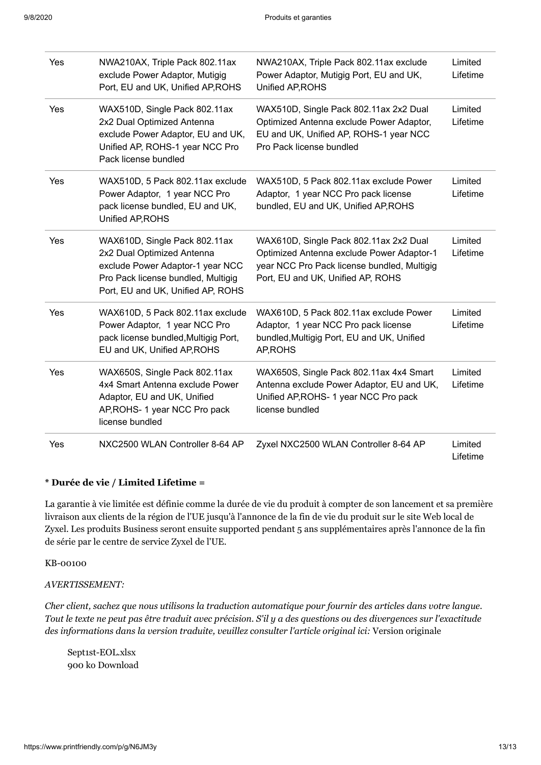| | | | |
|---|---|---|---|
| Yes | NWA210AX, Triple Pack 802.11ax exclude Power Adaptor, Mutigig Port, EU and UK, Unified AP,ROHS | NWA210AX, Triple Pack 802.11ax exclude Power Adaptor, Mutigig Port, EU and UK, Unified AP,ROHS | Limited Lifetime |
| Yes | WAX510D, Single Pack 802.11ax 2x2 Dual Optimized Antenna exclude Power Adaptor, EU and UK, Unified AP, ROHS-1 year NCC Pro Pack license bundled | WAX510D, Single Pack 802.11ax 2x2 Dual Optimized Antenna exclude Power Adaptor, EU and UK, Unified AP, ROHS-1 year NCC Pro Pack license bundled | Limited Lifetime |
| Yes | WAX510D, 5 Pack 802.11ax exclude Power Adaptor, 1 year NCC Pro pack license bundled, EU and UK, Unified AP,ROHS | WAX510D, 5 Pack 802.11ax exclude Power Adaptor, 1 year NCC Pro pack license bundled, EU and UK, Unified AP,ROHS | Limited Lifetime |
| Yes | WAX610D, Single Pack 802.11ax 2x2 Dual Optimized Antenna exclude Power Adaptor-1 year NCC Pro Pack license bundled, Multigig Port, EU and UK, Unified AP, ROHS | WAX610D, Single Pack 802.11ax 2x2 Dual Optimized Antenna exclude Power Adaptor-1 year NCC Pro Pack license bundled, Multigig Port, EU and UK, Unified AP, ROHS | Limited Lifetime |
| Yes | WAX610D, 5 Pack 802.11ax exclude Power Adaptor, 1 year NCC Pro pack license bundled,Multigig Port, EU and UK, Unified AP,ROHS | WAX610D, 5 Pack 802.11ax exclude Power Adaptor, 1 year NCC Pro pack license bundled,Multigig Port, EU and UK, Unified AP,ROHS | Limited Lifetime |
| Yes | WAX650S, Single Pack 802.11ax 4x4 Smart Antenna exclude Power Adaptor, EU and UK, Unified AP,ROHS- 1 year NCC Pro pack license bundled | WAX650S, Single Pack 802.11ax 4x4 Smart Antenna exclude Power Adaptor, EU and UK, Unified AP,ROHS- 1 year NCC Pro pack license bundled | Limited Lifetime |
| Yes | NXC2500 WLAN Controller 8-64 AP | Zyxel NXC2500 WLAN Controller 8-64 AP | Limited Lifetime |

**\* Durée de vie / Limited Lifetime =**

La garantie à vie limitée est définie comme la durée de vie du produit à compter de son lancement et sa première livraison aux clients de la région de l'UE jusqu'à l'annonce de la fin de vie du produit sur le site Web local de Zyxel. Les produits Business seront ensuite supported pendant 5 ans supplémentaires après l'annonce de la fin de série par le centre de service Zyxel de l'UE.

KB-00100

*AVERTISSEMENT:*

*Cher client, sachez que nous utilisons la traduction automatique pour fournir des articles dans votre langue. Tout le texte ne peut pas être traduit avec précision. S'il y a des questions ou des divergences sur l'exactitude des informations dans la version traduite, veuillez consulter l'article original ici:* Version originale

Sept1st-EOL.xlsx
900 ko Download